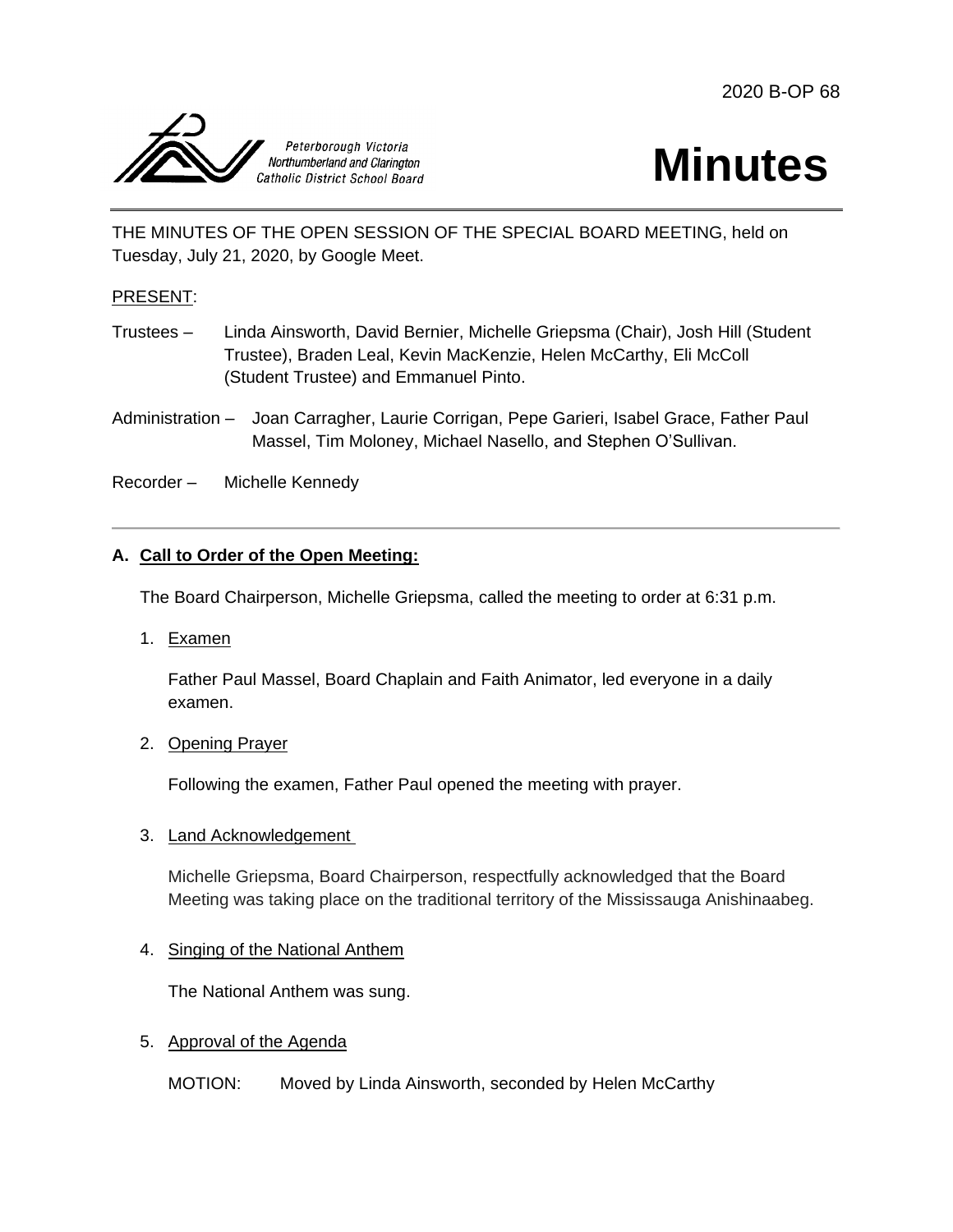2020 B-OP 68

Peterborough Victoria Northumberland and Clarington Catholic District School Board

# Minutes

THE MINUTES OF THE OPEN SESSION OF THE SPECIAL BOARD MEETING, held on Tuesday, July 21, 2020, by Google Meet.

PRESENT:

Trustees – Linda Ainsworth, David Bernier, Michelle Griepsma (Chair), Josh Hill (Student Trustee), Braden Leal, Kevin MacKenzie, Helen McCarthy, Eli McColl (Student Trustee) and Emmanuel Pinto.

Administration – Joan Carragher, Laurie Corrigan, Pepe Garieri, Isabel Grace, Father Paul Massel, Tim Moloney, Michael Nasello, and Stephen O'Sullivan.

Recorder – Michelle Kennedy

---

**A. Call to Order of the Open Meeting:**

The Board Chairperson, Michelle Griepsma, called the meeting to order at 6:31 p.m.

1. Examen

   Father Paul Massel, Board Chaplain and Faith Animator, led everyone in a daily examen.

2. Opening Prayer

   Following the examen, Father Paul opened the meeting with prayer.

3. Land Acknowledgement

   Michelle Griepsma, Board Chairperson, respectfully acknowledged that the Board Meeting was taking place on the traditional territory of the Mississauga Anishinaabeg.

4. Singing of the National Anthem

   The National Anthem was sung.

5. Approval of the Agenda

   MOTION: Moved by Linda Ainsworth, seconded by Helen McCarthy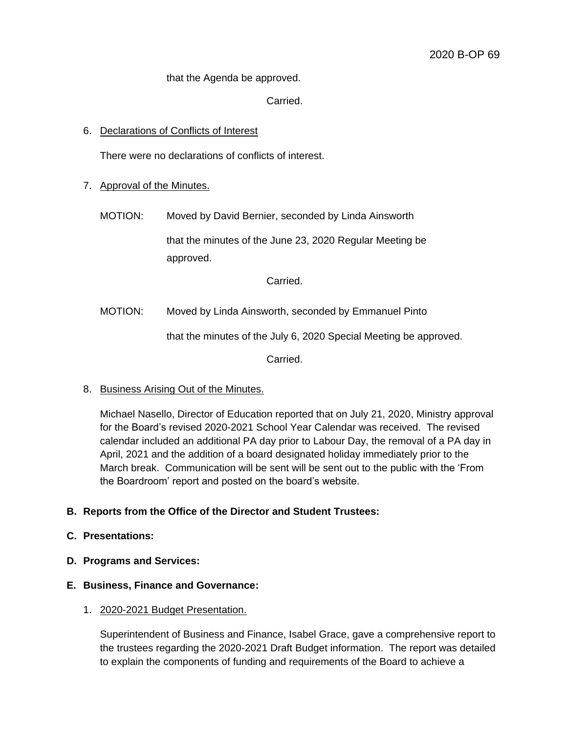that the Agenda be approved.

Carried.

6. Declarations of Conflicts of Interest

   There were no declarations of conflicts of interest.

7. Approval of the Minutes.

   MOTION: Moved by David Bernier, seconded by Linda Ainsworth

   that the minutes of the June 23, 2020 Regular Meeting be approved.

   Carried.

   MOTION: Moved by Linda Ainsworth, seconded by Emmanuel Pinto

   that the minutes of the July 6, 2020 Special Meeting be approved.

   Carried.

8. Business Arising Out of the Minutes.

   Michael Nasello, Director of Education reported that on July 21, 2020, Ministry approval for the Board's revised 2020-2021 School Year Calendar was received. The revised calendar included an additional PA day prior to Labour Day, the removal of a PA day in April, 2021 and the addition of a board designated holiday immediately prior to the March break. Communication will be sent will be sent out to the public with the 'From the Boardroom' report and posted on the board's website.

**B. Reports from the Office of the Director and Student Trustees:**

**C. Presentations:**

**D. Programs and Services:**

**E. Business, Finance and Governance:**

1. 2020-2021 Budget Presentation.

   Superintendent of Business and Finance, Isabel Grace, gave a comprehensive report to the trustees regarding the 2020-2021 Draft Budget information. The report was detailed to explain the components of funding and requirements of the Board to achieve a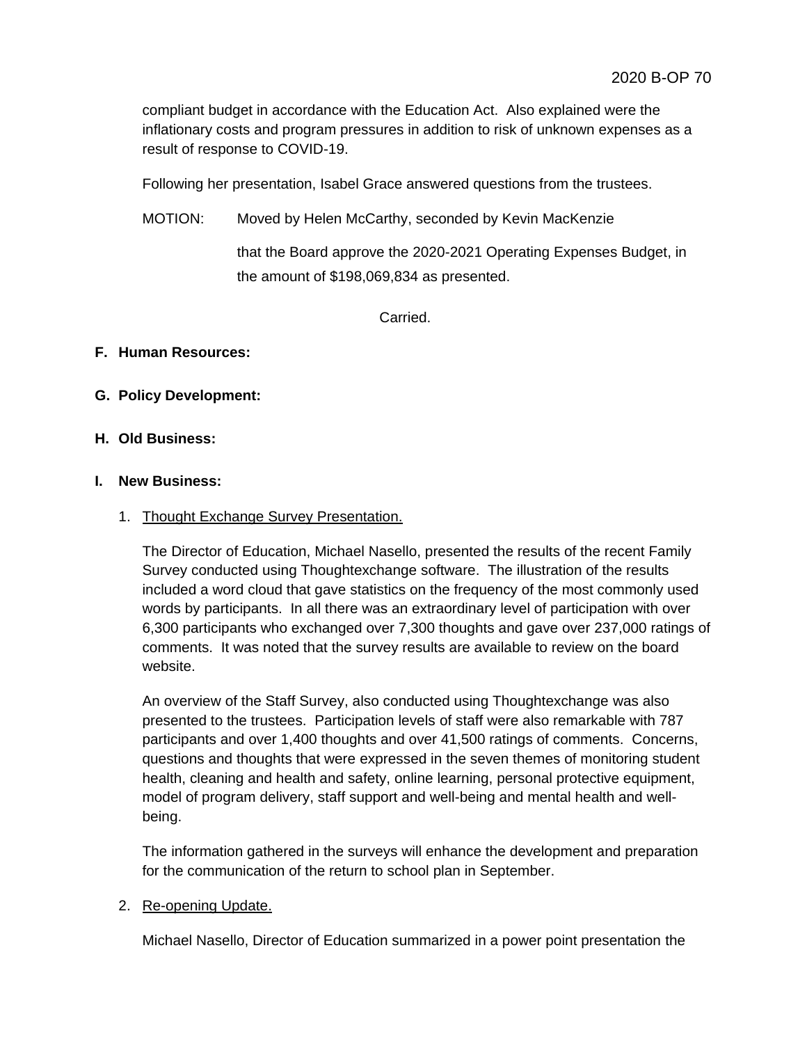compliant budget in accordance with the Education Act. Also explained were the inflationary costs and program pressures in addition to risk of unknown expenses as a result of response to COVID-19.

Following her presentation, Isabel Grace answered questions from the trustees.

MOTION: Moved by Helen McCarthy, seconded by Kevin MacKenzie

that the Board approve the 2020-2021 Operating Expenses Budget, in the amount of $198,069,834 as presented.

Carried.

**F. Human Resources:**

**G. Policy Development:**

**H. Old Business:**

**I. New Business:**

1. Thought Exchange Survey Presentation.

   The Director of Education, Michael Nasello, presented the results of the recent Family Survey conducted using Thoughtexchange software. The illustration of the results included a word cloud that gave statistics on the frequency of the most commonly used words by participants. In all there was an extraordinary level of participation with over 6,300 participants who exchanged over 7,300 thoughts and gave over 237,000 ratings of comments. It was noted that the survey results are available to review on the board website.

   An overview of the Staff Survey, also conducted using Thoughtexchange was also presented to the trustees. Participation levels of staff were also remarkable with 787 participants and over 1,400 thoughts and over 41,500 ratings of comments. Concerns, questions and thoughts that were expressed in the seven themes of monitoring student health, cleaning and health and safety, online learning, personal protective equipment, model of program delivery, staff support and well-being and mental health and well-being.

   The information gathered in the surveys will enhance the development and preparation for the communication of the return to school plan in September.

2. Re-opening Update.

   Michael Nasello, Director of Education summarized in a power point presentation the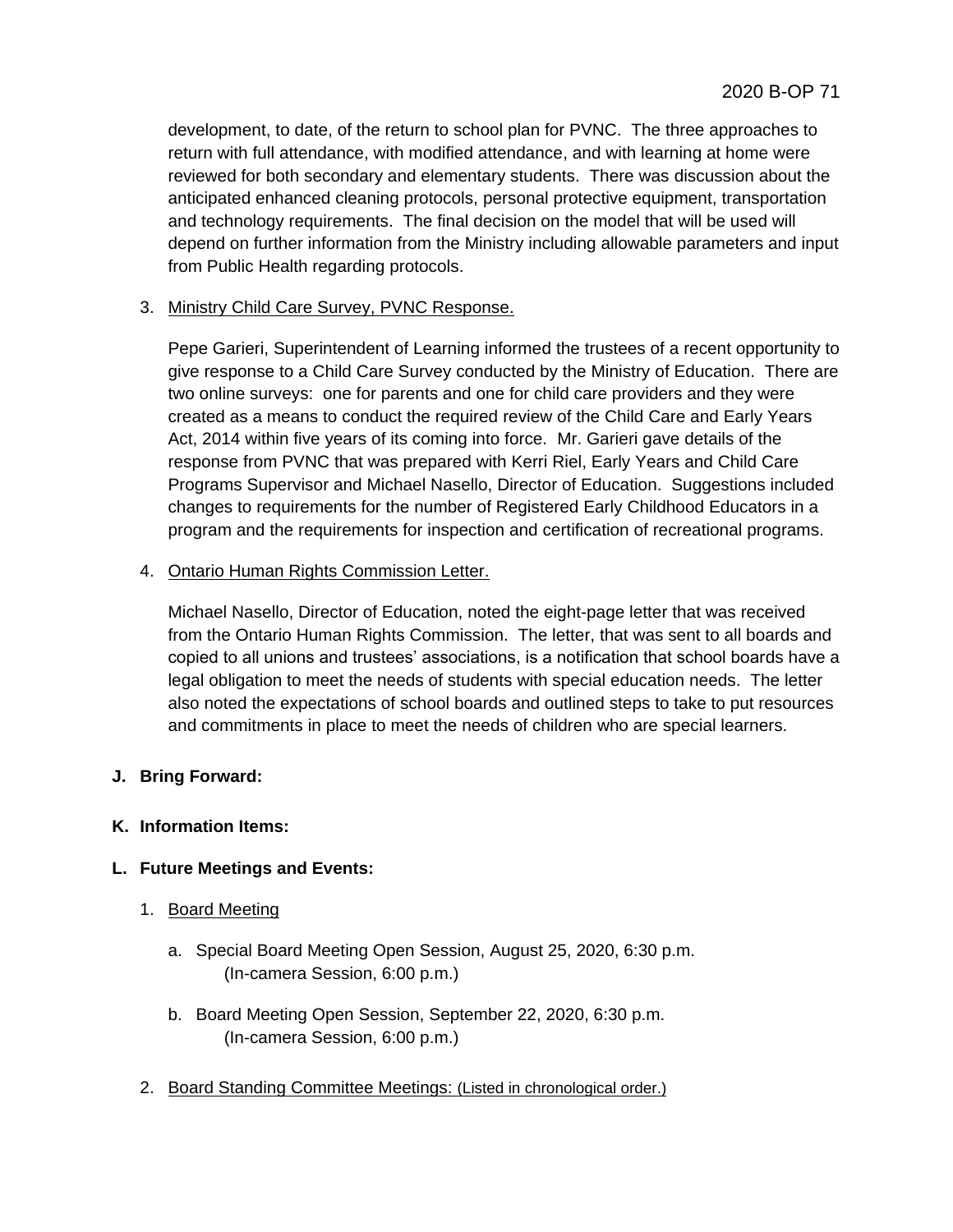development, to date, of the return to school plan for PVNC. The three approaches to return with full attendance, with modified attendance, and with learning at home were reviewed for both secondary and elementary students. There was discussion about the anticipated enhanced cleaning protocols, personal protective equipment, transportation and technology requirements. The final decision on the model that will be used will depend on further information from the Ministry including allowable parameters and input from Public Health regarding protocols.

3. Ministry Child Care Survey, PVNC Response.

   Pepe Garieri, Superintendent of Learning informed the trustees of a recent opportunity to give response to a Child Care Survey conducted by the Ministry of Education. There are two online surveys: one for parents and one for child care providers and they were created as a means to conduct the required review of the Child Care and Early Years Act, 2014 within five years of its coming into force. Mr. Garieri gave details of the response from PVNC that was prepared with Kerri Riel, Early Years and Child Care Programs Supervisor and Michael Nasello, Director of Education. Suggestions included changes to requirements for the number of Registered Early Childhood Educators in a program and the requirements for inspection and certification of recreational programs.

4. Ontario Human Rights Commission Letter.

   Michael Nasello, Director of Education, noted the eight-page letter that was received from the Ontario Human Rights Commission. The letter, that was sent to all boards and copied to all unions and trustees' associations, is a notification that school boards have a legal obligation to meet the needs of students with special education needs. The letter also noted the expectations of school boards and outlined steps to take to put resources and commitments in place to meet the needs of children who are special learners.

**J. Bring Forward:**

**K. Information Items:**

**L. Future Meetings and Events:**

1. Board Meeting

   a. Special Board Meeting Open Session, August 25, 2020, 6:30 p.m.
      (In-camera Session, 6:00 p.m.)

   b. Board Meeting Open Session, September 22, 2020, 6:30 p.m.
      (In-camera Session, 6:00 p.m.)

2. Board Standing Committee Meetings: (Listed in chronological order.)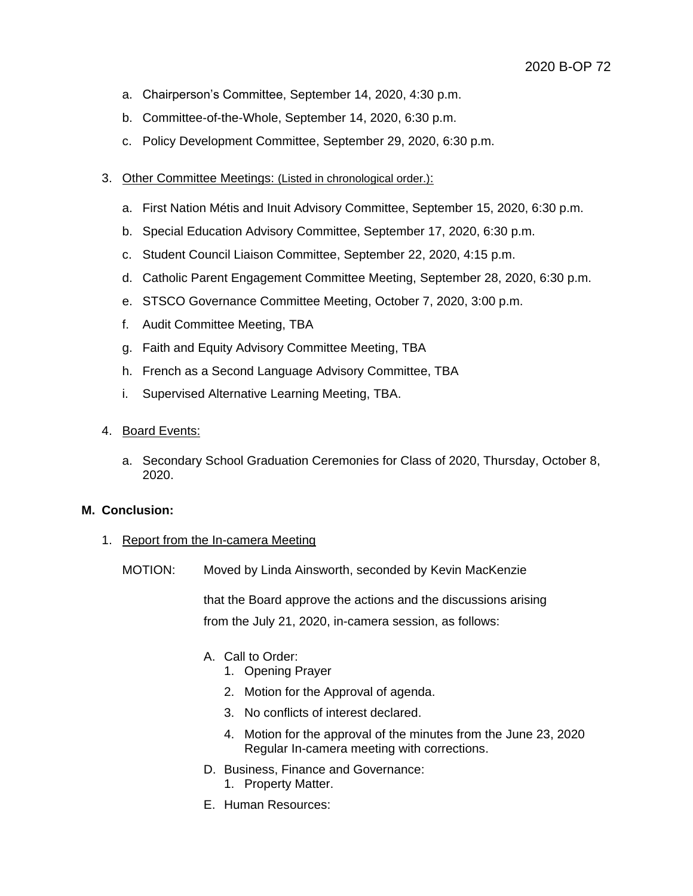a. Chairperson's Committee, September 14, 2020, 4:30 p.m.

b. Committee-of-the-Whole, September 14, 2020, 6:30 p.m.

c. Policy Development Committee, September 29, 2020, 6:30 p.m.

3. Other Committee Meetings: (Listed in chronological order.):

   a. First Nation Métis and Inuit Advisory Committee, September 15, 2020, 6:30 p.m.

   b. Special Education Advisory Committee, September 17, 2020, 6:30 p.m.

   c. Student Council Liaison Committee, September 22, 2020, 4:15 p.m.

   d. Catholic Parent Engagement Committee Meeting, September 28, 2020, 6:30 p.m.

   e. STSCO Governance Committee Meeting, October 7, 2020, 3:00 p.m.

   f. Audit Committee Meeting, TBA

   g. Faith and Equity Advisory Committee Meeting, TBA

   h. French as a Second Language Advisory Committee, TBA

   i. Supervised Alternative Learning Meeting, TBA.

4. Board Events:

   a. Secondary School Graduation Ceremonies for Class of 2020, Thursday, October 8, 2020.

**M. Conclusion:**

1. Report from the In-camera Meeting

MOTION: Moved by Linda Ainsworth, seconded by Kevin MacKenzie

that the Board approve the actions and the discussions arising from the July 21, 2020, in-camera session, as follows:

A. Call to Order:
   1. Opening Prayer
   2. Motion for the Approval of agenda.
   3. No conflicts of interest declared.
   4. Motion for the approval of the minutes from the June 23, 2020 Regular In-camera meeting with corrections.

D. Business, Finance and Governance:
   1. Property Matter.

E. Human Resources: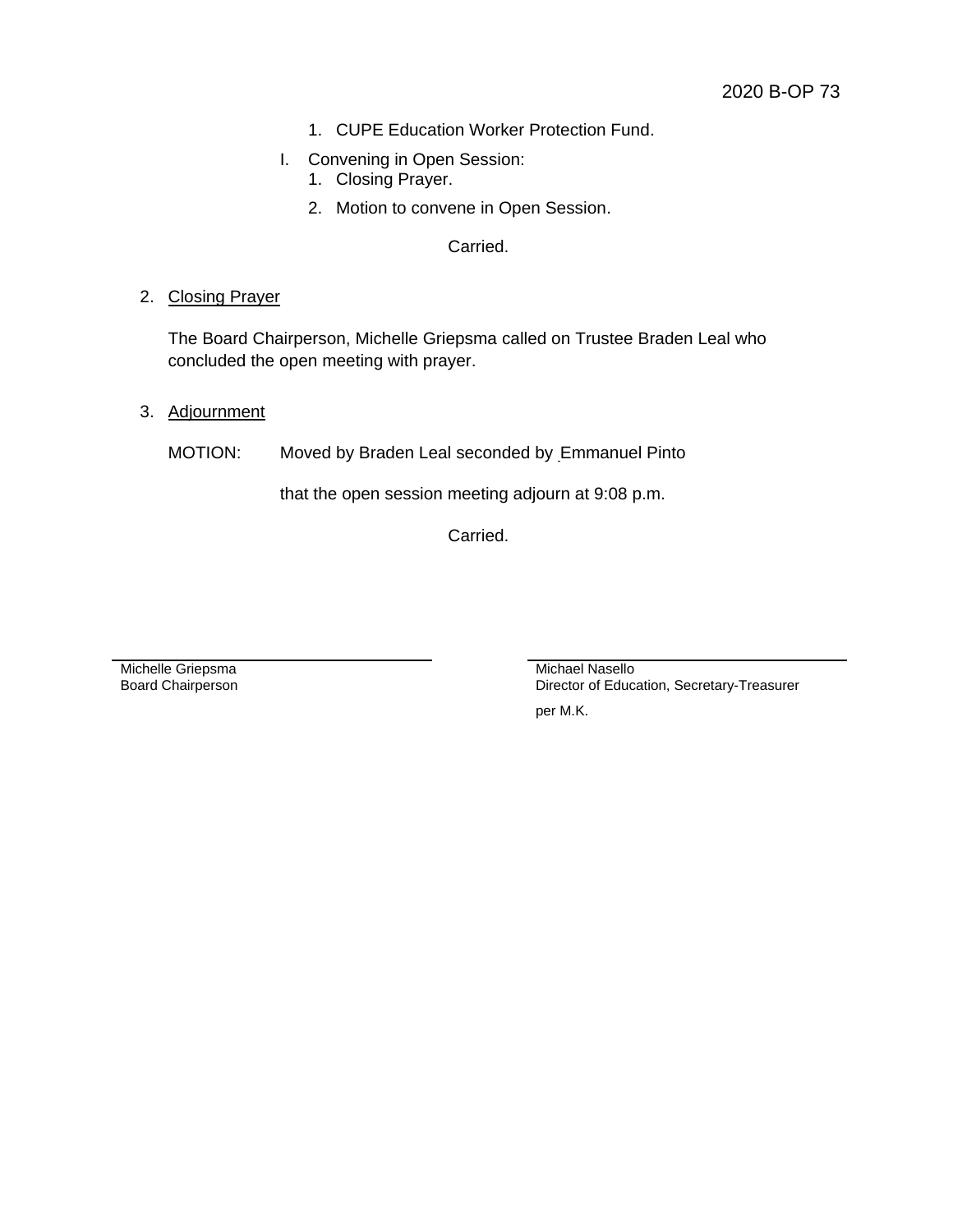1. CUPE Education Worker Protection Fund.

I. Convening in Open Session:
   1. Closing Prayer.
   2. Motion to convene in Open Session.

Carried.

2. Closing Prayer

The Board Chairperson, Michelle Griepsma called on Trustee Braden Leal who concluded the open meeting with prayer.

3. Adjournment

MOTION: Moved by Braden Leal seconded by Emmanuel Pinto

that the open session meeting adjourn at 9:08 p.m.

Carried.

Michelle Griepsma
Board Chairperson

Michael Nasello
Director of Education, Secretary-Treasurer
per M.K.